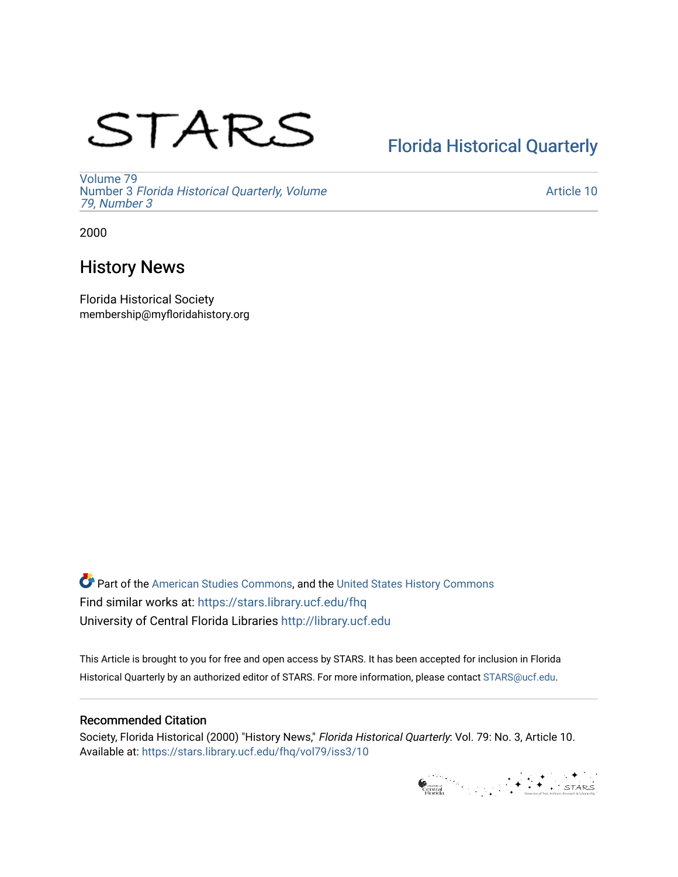STARS

[Florida Historical Quarterly](https://stars.library.ucf.edu/fhq)

Volume 79
Number 3 *Florida Historical Quarterly, Volume 79, Number 3*

Article 10

2000

# History News

Florida Historical Society
membership@myfloridahistory.org

Part of the American Studies Commons, and the United States History Commons
Find similar works at: https://stars.library.ucf.edu/fhq
University of Central Florida Libraries http://library.ucf.edu

This Article is brought to you for free and open access by STARS. It has been accepted for inclusion in Florida Historical Quarterly by an authorized editor of STARS. For more information, please contact STARS@ucf.edu.

## Recommended Citation

Society, Florida Historical (2000) "History News," *Florida Historical Quarterly*: Vol. 79: No. 3, Article 10.
Available at: https://stars.library.ucf.edu/fhq/vol79/iss3/10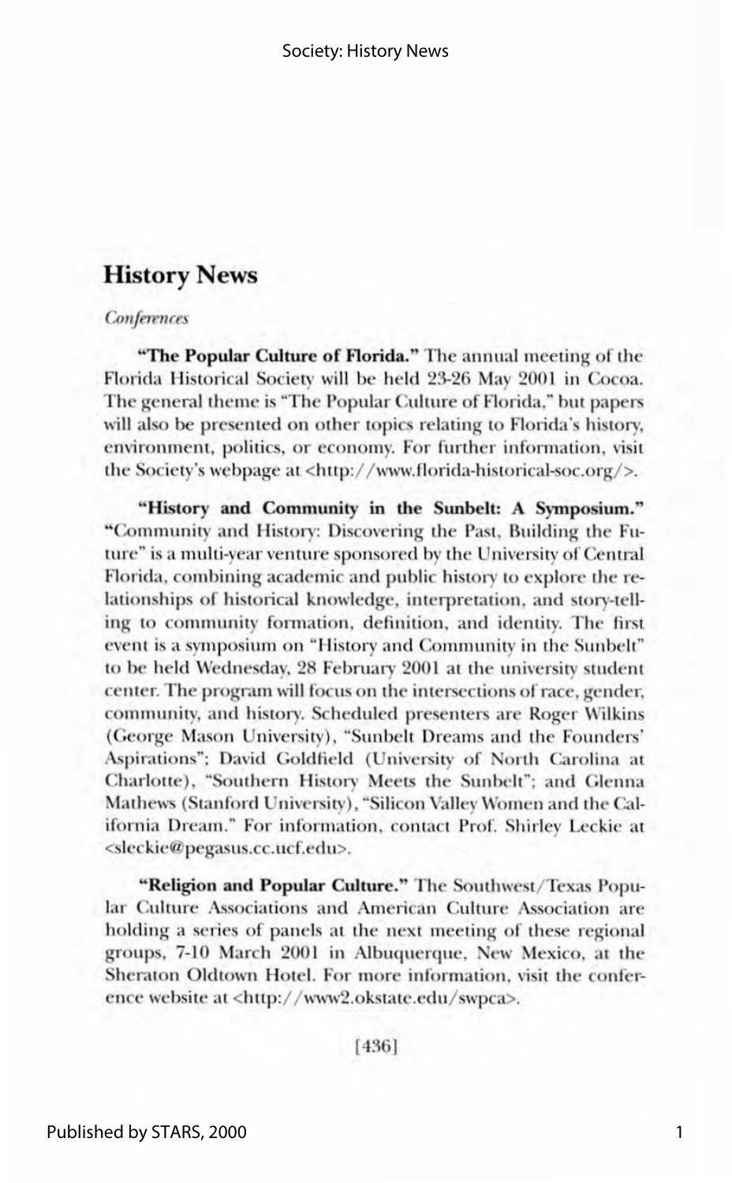## History News

*Conferences*

**"The Popular Culture of Florida."** The annual meeting of the Florida Historical Society will be held 23-26 May 2001 in Cocoa. The general theme is "The Popular Culture of Florida," but papers will also be presented on other topics relating to Florida's history, environment, politics, or economy. For further information, visit the Society's webpage at <http://www.florida-historical-soc.org/>.

**"History and Community in the Sunbelt: A Symposium."** "Community and History: Discovering the Past, Building the Future" is a multi-year venture sponsored by the University of Central Florida, combining academic and public history to explore the relationships of historical knowledge, interpretation, and story-telling to community formation, definition, and identity. The first event is a symposium on "History and Community in the Sunbelt" to be held Wednesday, 28 February 2001 at the university student center. The program will focus on the intersections of race, gender, community, and history. Scheduled presenters are Roger Wilkins (George Mason University), "Sunbelt Dreams and the Founders' Aspirations"; David Goldfield (University of North Carolina at Charlotte), "Southern History Meets the Sunbelt"; and Glenna Mathews (Stanford University), "Silicon Valley Women and the California Dream." For information, contact Prof. Shirley Leckie at <sleckie@pegasus.cc.ucf.edu>.

**"Religion and Popular Culture."** The Southwest/Texas Popular Culture Associations and American Culture Association are holding a series of panels at the next meeting of these regional groups, 7-10 March 2001 in Albuquerque, New Mexico, at the Sheraton Oldtown Hotel. For more information, visit the conference website at <http://www2.okstate.edu/swpca>.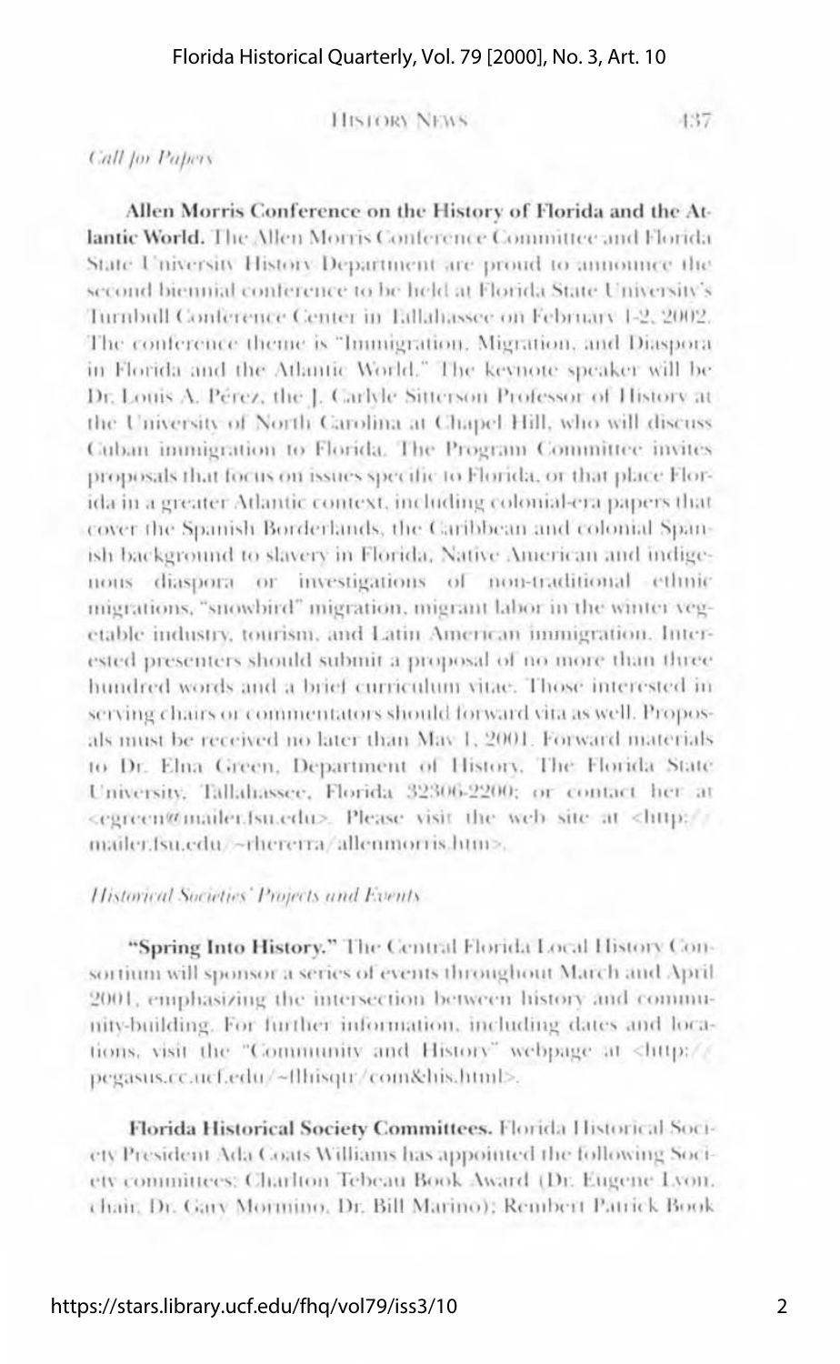*Call for Papers*

**Allen Morris Conference on the History of Florida and the Atlantic World.** The Allen Morris Conference Committee and Florida State University History Department are proud to announce the second biennial conference to be held at Florida State University's Turnbull Conference Center in Tallahassee on February 1-2, 2002. The conference theme is "Immigration, Migration, and Diaspora in Florida and the Atlantic World." The keynote speaker will be Dr. Louis A. Pérez, the J. Carlyle Sitterson Professor of History at the University of North Carolina at Chapel Hill, who will discuss Cuban immigration to Florida. The Program Committee invites proposals that focus on issues specific to Florida, or that place Florida in a greater Atlantic context, including colonial-era papers that cover the Spanish Borderlands, the Caribbean and colonial Spanish background to slavery in Florida, Native American and indigenous diaspora or investigations of non-traditional ethnic migrations, "snowbird" migration, migrant labor in the winter vegetable industry, tourism, and Latin American immigration. Interested presenters should submit a proposal of no more than three hundred words and a brief curriculum vitae. Those interested in serving chairs or commentators should forward vita as well. Proposals must be received no later than May 1, 2001. Forward materials to Dr. Elna Green, Department of History, The Florida State University, Tallahassee, Florida 32306-2200; or contact her at <egreen@mailer.fsu.edu>. Please visit the web site at <http://mailer.fsu.edu/~rherera/allenmorris.htm>.

*Historical Societies' Projects and Events*

**"Spring Into History."** The Central Florida Local History Consortium will sponsor a series of events throughout March and April 2001, emphasizing the intersection between history and community-building. For further information, including dates and locations, visit the "Community and History" webpage at <http://pegasus.cc.ucf.edu/~flhisqtr/com&his.html>.

**Florida Historical Society Committees.** Florida Historical Society President Ada Coats Williams has appointed the following Society committees: Charlton Tebeau Book Award (Dr. Eugene Lyon, chair, Dr. Gary Mormino, Dr. Bill Marino); Rembert Patrick Book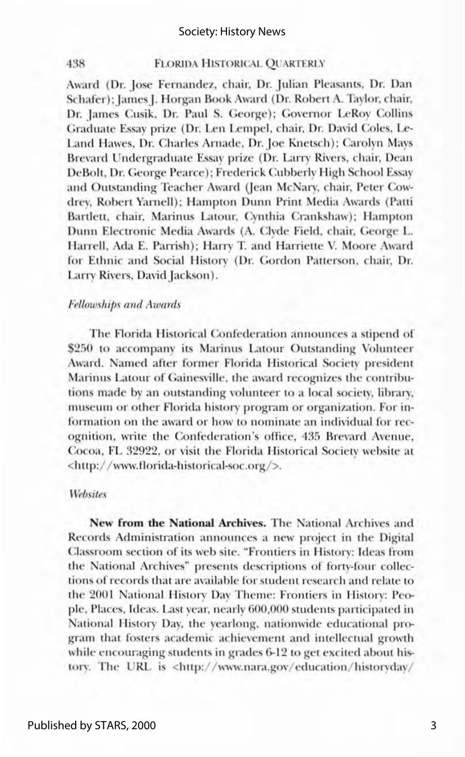Award (Dr. Jose Fernandez, chair, Dr. Julian Pleasants, Dr. Dan Schafer); James J. Horgan Book Award (Dr. Robert A. Taylor, chair, Dr. James Cusik, Dr. Paul S. George); Governor LeRoy Collins Graduate Essay prize (Dr. Len Lempel, chair, Dr. David Coles, LeLand Hawes, Dr. Charles Arnade, Dr. Joe Knetsch); Carolyn Mays Brevard Undergraduate Essay prize (Dr. Larry Rivers, chair, Dean DeBolt, Dr. George Pearce); Frederick Cubberly High School Essay and Outstanding Teacher Award (Jean McNary, chair, Peter Cowdrey, Robert Yarnell); Hampton Dunn Print Media Awards (Patti Bartlett, chair, Marinus Latour, Cynthia Crankshaw); Hampton Dunn Electronic Media Awards (A. Clyde Field, chair, George L. Harrell, Ada E. Parrish); Harry T. and Harriette V. Moore Award for Ethnic and Social History (Dr. Gordon Patterson, chair, Dr. Larry Rivers, David Jackson).

### *Fellowships and Awards*

The Florida Historical Confederation announces a stipend of $250 to accompany its Marinus Latour Outstanding Volunteer Award. Named after former Florida Historical Society president Marinus Latour of Gainesville, the award recognizes the contributions made by an outstanding volunteer to a local society, library, museum or other Florida history program or organization. For information on the award or how to nominate an individual for recognition, write the Confederation's office, 435 Brevard Avenue, Cocoa, FL 32922, or visit the Florida Historical Society website at <http://www.florida-historical-soc.org/>.

### *Websites*

**New from the National Archives.** The National Archives and Records Administration announces a new project in the Digital Classroom section of its web site. "Frontiers in History: Ideas from the National Archives" presents descriptions of forty-four collections of records that are available for student research and relate to the 2001 National History Day Theme: Frontiers in History: People, Places, Ideas. Last year, nearly 600,000 students participated in National History Day, the yearlong, nationwide educational program that fosters academic achievement and intellectual growth while encouraging students in grades 6-12 to get excited about history. The URL is <http://www.nara.gov/education/historyday/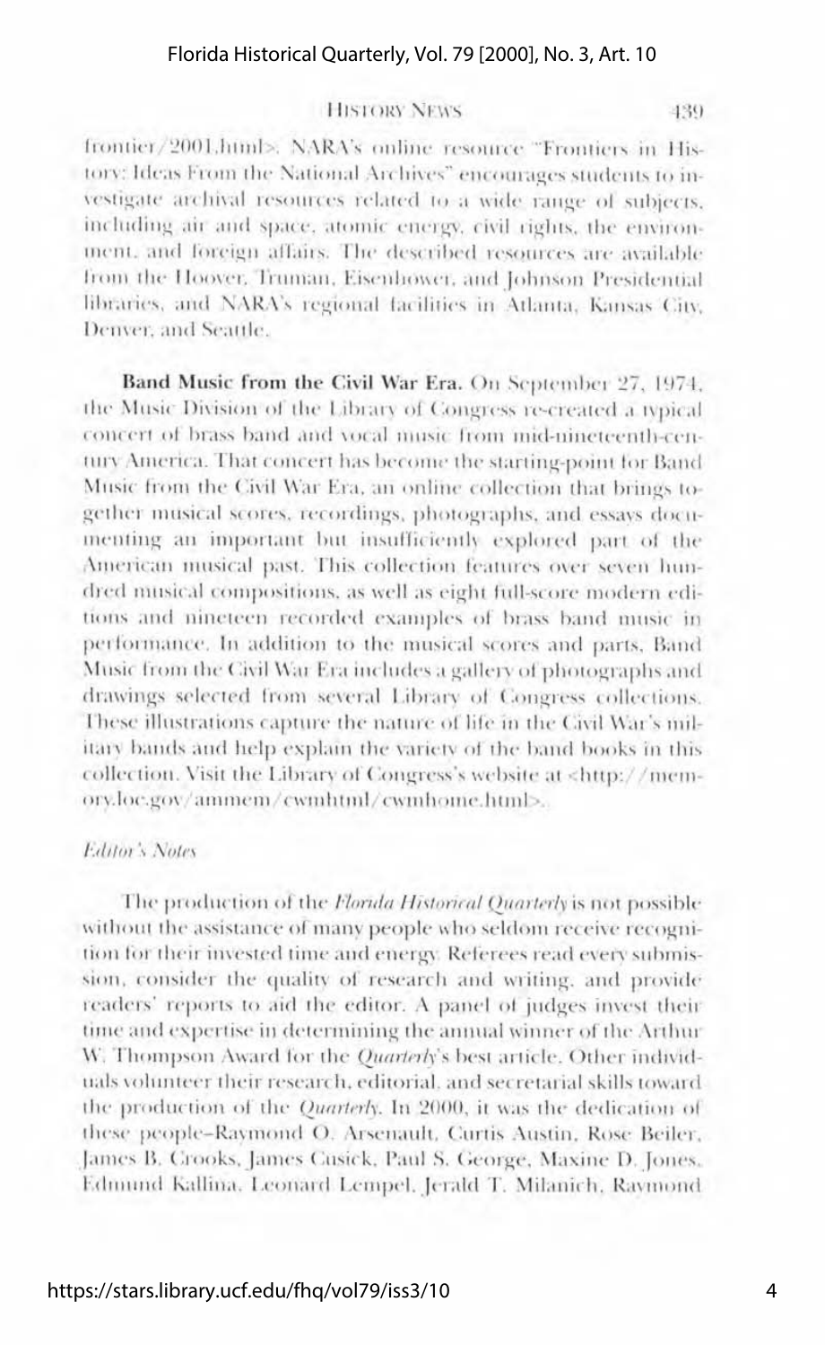frontier/2001.html>. NARA's online resource "Frontiers in History: Ideas From the National Archives" encourages students to investigate archival resources related to a wide range of subjects, including air and space, atomic energy, civil rights, the environment, and foreign affairs. The described resources are available from the Hoover, Truman, Eisenhower, and Johnson Presidential libraries, and NARA's regional facilities in Atlanta, Kansas City, Denver, and Seattle.

**Band Music from the Civil War Era.** On September 27, 1974, the Music Division of the Library of Congress re-created a typical concert of brass band and vocal music from mid-nineteenth-century America. That concert has become the starting-point for Band Music from the Civil War Era, an online collection that brings together musical scores, recordings, photographs, and essays documenting an important but insufficiently explored part of the American musical past. This collection features over seven hundred musical compositions, as well as eight full-score modern editions and nineteen recorded examples of brass band music in performance. In addition to the musical scores and parts, Band Music from the Civil War Era includes a gallery of photographs and drawings selected from several Library of Congress collections. These illustrations capture the nature of life in the Civil War's military bands and help explain the variety of the band books in this collection. Visit the Library of Congress's website at <http://memory.loc.gov/ammem/cwmhtml/cwmhome.html>.

*Editor's Notes*

The production of the *Florida Historical Quarterly* is not possible without the assistance of many people who seldom receive recognition for their invested time and energy. Referees read every submission, consider the quality of research and writing, and provide readers' reports to aid the editor. A panel of judges invest their time and expertise in determining the annual winner of the Arthur W. Thompson Award for the *Quarterly*'s best article. Other individuals volunteer their research, editorial, and secretarial skills toward the production of the *Quarterly*. In 2000, it was the dedication of these people–Raymond O. Arsenault, Curtis Austin, Rose Beiler, James B. Crooks, James Cusick, Paul S. George, Maxine D. Jones, Edmund Kallina, Leonard Lempel, Jerald T. Milanich, Raymond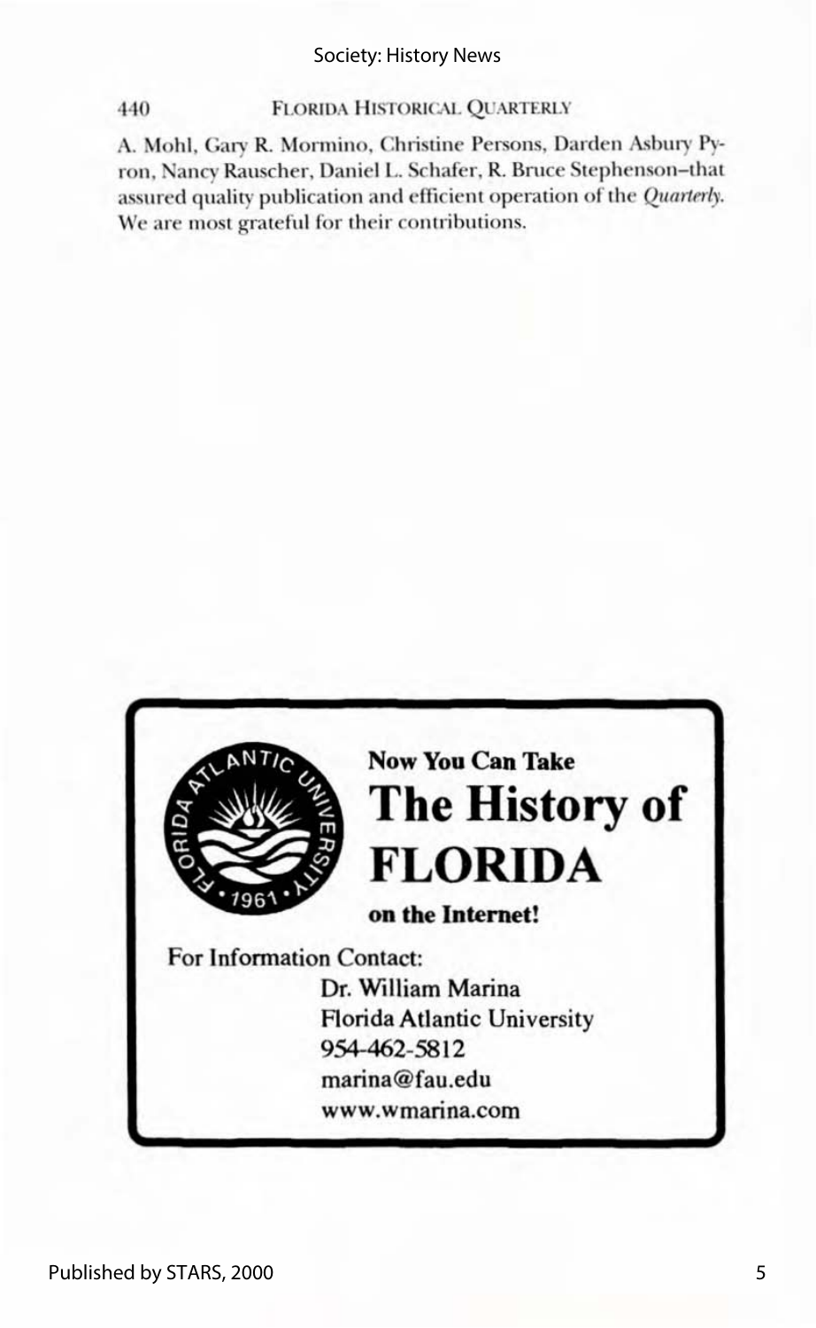A. Mohl, Gary R. Mormino, Christine Persons, Darden Asbury Pyron, Nancy Rauscher, Daniel L. Schafer, R. Bruce Stephenson–that assured quality publication and efficient operation of the *Quarterly*. We are most grateful for their contributions.

**Now You Can Take**

# The History of FLORIDA

**on the Internet!**

For Information Contact:

Dr. William Marina
Florida Atlantic University
954-462-5812
marina@fau.edu
www.wmarina.com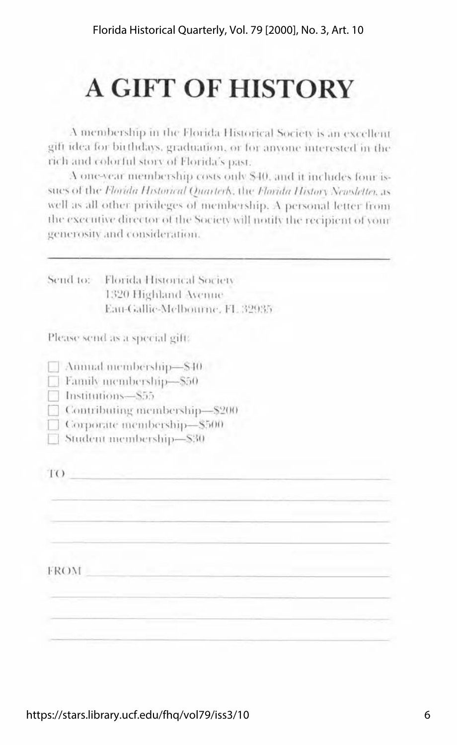# A GIFT OF HISTORY

A membership in the Florida Historical Society is an excellent gift idea for birthdays, graduation, or for anyone interested in the rich and colorful story of Florida's past.

A one-year membership costs only $40, and it includes four issues of the *Florida Historical Quarterly*, the *Florida History Newsletter*, as well as all other privileges of membership. A personal letter from the executive director of the Society will notify the recipient of your generosity and consideration.

---

Send to: Florida Historical Society
1320 Highland Avenue
Eau-Gallie-Melbourne, FL 32935

Please send as a special gift:

- ☐ Annual membership—$40
- ☐ Family membership—$50
- ☐ Institutions—$55
- ☐ Contributing membership—$200
- ☐ Corporate membership—$500
- ☐ Student membership—$30

TO ______________________________________________

______________________________________________

______________________________________________

______________________________________________

FROM ______________________________________________

______________________________________________

______________________________________________

______________________________________________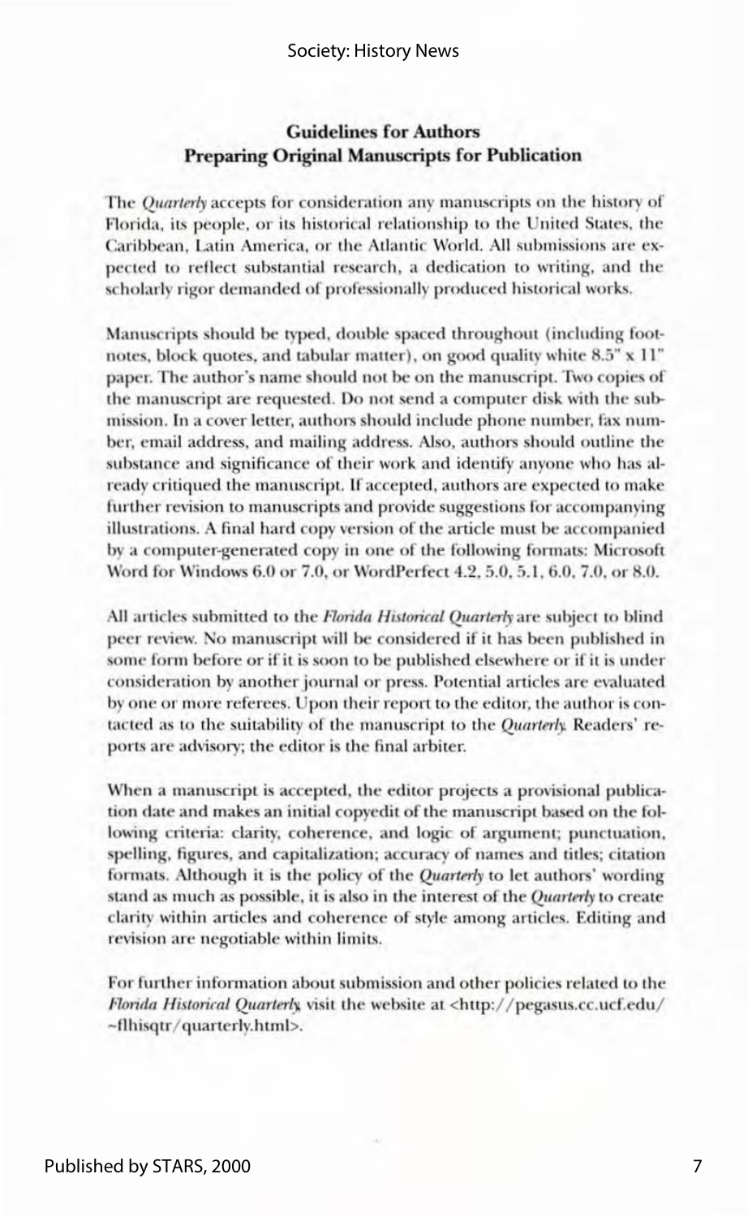## Guidelines for Authors
## Preparing Original Manuscripts for Publication

The *Quarterly* accepts for consideration any manuscripts on the history of Florida, its people, or its historical relationship to the United States, the Caribbean, Latin America, or the Atlantic World. All submissions are expected to reflect substantial research, a dedication to writing, and the scholarly rigor demanded of professionally produced historical works.

Manuscripts should be typed, double spaced throughout (including footnotes, block quotes, and tabular matter), on good quality white 8.5" x 11" paper. The author's name should not be on the manuscript. Two copies of the manuscript are requested. Do not send a computer disk with the submission. In a cover letter, authors should include phone number, fax number, email address, and mailing address. Also, authors should outline the substance and significance of their work and identify anyone who has already critiqued the manuscript. If accepted, authors are expected to make further revision to manuscripts and provide suggestions for accompanying illustrations. A final hard copy version of the article must be accompanied by a computer-generated copy in one of the following formats: Microsoft Word for Windows 6.0 or 7.0, or WordPerfect 4.2, 5.0, 5.1, 6.0, 7.0, or 8.0.

All articles submitted to the *Florida Historical Quarterly* are subject to blind peer review. No manuscript will be considered if it has been published in some form before or if it is soon to be published elsewhere or if it is under consideration by another journal or press. Potential articles are evaluated by one or more referees. Upon their report to the editor, the author is contacted as to the suitability of the manuscript to the *Quarterly*. Readers' reports are advisory; the editor is the final arbiter.

When a manuscript is accepted, the editor projects a provisional publication date and makes an initial copyedit of the manuscript based on the following criteria: clarity, coherence, and logic of argument; punctuation, spelling, figures, and capitalization; accuracy of names and titles; citation formats. Although it is the policy of the *Quarterly* to let authors' wording stand as much as possible, it is also in the interest of the *Quarterly* to create clarity within articles and coherence of style among articles. Editing and revision are negotiable within limits.

For further information about submission and other policies related to the *Florida Historical Quarterly*, visit the website at <http://pegasus.cc.ucf.edu/~flhisqtr/quarterly.html>.